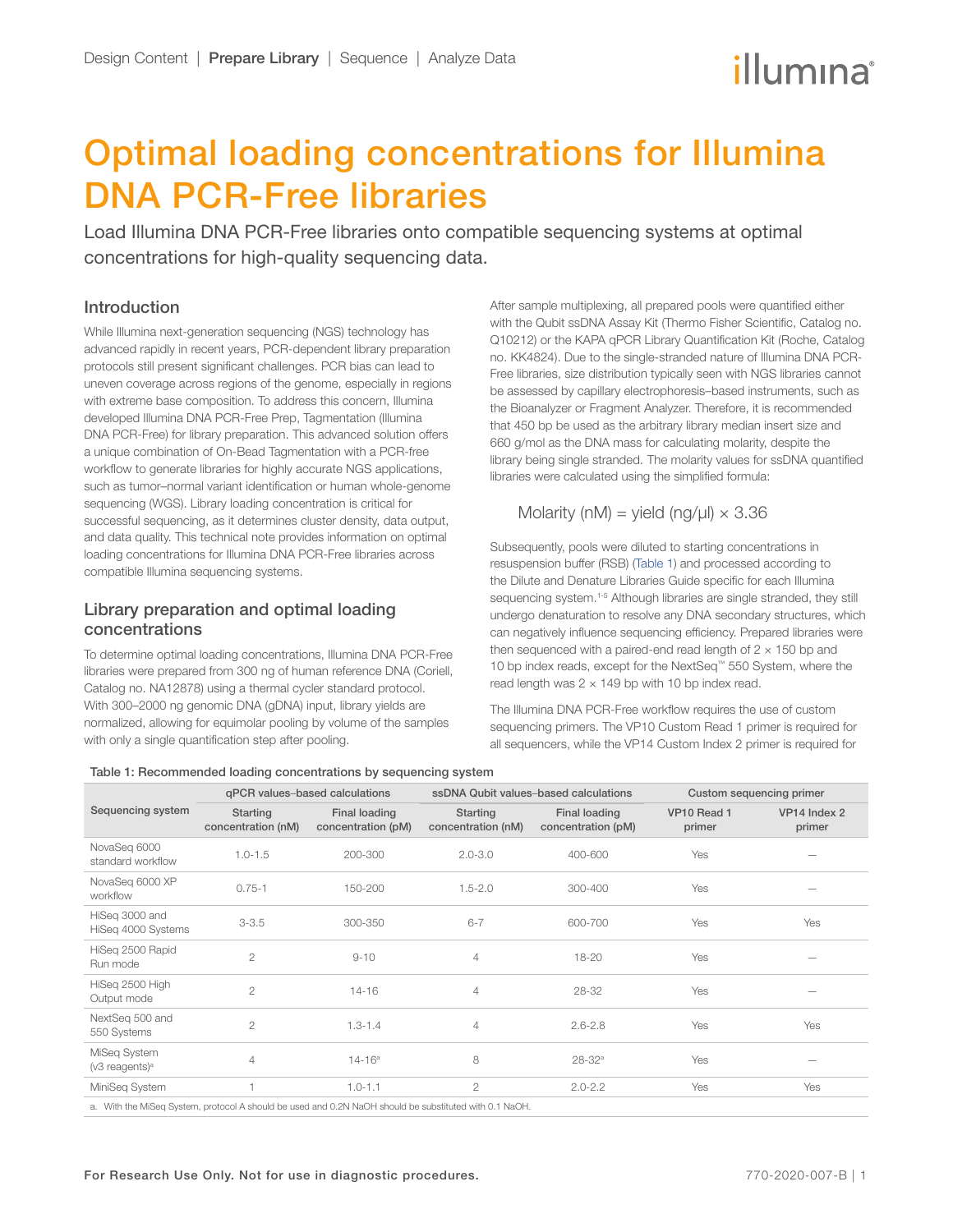# Optimal loading concentrations for Illumina DNA PCR-Free libraries

Load Illumina DNA PCR-Free libraries onto compatible sequencing systems at optimal concentrations for high-quality sequencing data.

## Introduction

While Illumina next-generation sequencing (NGS) technology has advanced rapidly in recent years, PCR-dependent library preparation protocols still present significant challenges. PCR bias can lead to uneven coverage across regions of the genome, especially in regions with extreme base composition. To address this concern, Illumina developed Illumina DNA PCR-Free Prep, Tagmentation (Illumina DNA PCR-Free) for library preparation. This advanced solution offers a unique combination of On-Bead Tagmentation with a PCR-free workflow to generate libraries for highly accurate NGS applications, such as tumor–normal variant identification or human whole-genome sequencing (WGS). Library loading concentration is critical for successful sequencing, as it determines cluster density, data output, and data quality. This technical note provides information on optimal loading concentrations for Illumina DNA PCR-Free libraries across compatible Illumina sequencing systems.

## Library preparation and optimal loading concentrations

To determine optimal loading concentrations, Illumina DNA PCR-Free libraries were prepared from 300 ng of human reference DNA (Coriell, Catalog no. NA12878) using a thermal cycler standard protocol. With 300–2000 ng genomic DNA (gDNA) input, library yields are normalized, allowing for equimolar pooling by volume of the samples with only a single quantification step after pooling.

After sample multiplexing, all prepared pools were quantified either with the Qubit ssDNA Assay Kit (Thermo Fisher Scientific, Catalog no. Q10212) or the KAPA qPCR Library Quantification Kit (Roche, Catalog no. KK4824). Due to the single-stranded nature of Illumina DNA PCR-Free libraries, size distribution typically seen with NGS libraries cannot be assessed by capillary electrophoresis–based instruments, such as the Bioanalyzer or Fragment Analyzer. Therefore, it is recommended that 450 bp be used as the arbitrary library median insert size and 660 g/mol as the DNA mass for calculating molarity, despite the library being single stranded. The molarity values for ssDNA quantified libraries were calculated using the simplified formula:

$$\text{Molarity (nM)} = \text{yield (ng/µl)} \times 3.36$$

Subsequently, pools were diluted to starting concentrations in resuspension buffer (RSB) (Table 1) and processed according to the Dilute and Denature Libraries Guide specific for each Illumina sequencing system.[1-5] Although libraries are single stranded, they still undergo denaturation to resolve any DNA secondary structures, which can negatively influence sequencing efficiency. Prepared libraries were then sequenced with a paired-end read length of 2 × 150 bp and 10 bp index reads, except for the NextSeq™ 550 System, where the read length was 2 × 149 bp with 10 bp index read.

The Illumina DNA PCR-Free workflow requires the use of custom sequencing primers. The VP10 Custom Read 1 primer is required for all sequencers, while the VP14 Custom Index 2 primer is required for

**Table 1: Recommended loading concentrations by sequencing system**

| Sequencing system | qPCR values–based calculations | | ssDNA Qubit values–based calculations | | Custom sequencing primer | |
|---|---|---|---|---|---|---|
| | Starting concentration (nM) | Final loading concentration (pM) | Starting concentration (nM) | Final loading concentration (pM) | VP10 Read 1 primer | VP14 Index 2 primer |
| NovaSeq 6000 standard workflow | 1.0-1.5 | 200-300 | 2.0-3.0 | 400-600 | Yes | — |
| NovaSeq 6000 XP workflow | 0.75-1 | 150-200 | 1.5-2.0 | 300-400 | Yes | — |
| HiSeq 3000 and HiSeq 4000 Systems | 3-3.5 | 300-350 | 6-7 | 600-700 | Yes | Yes |
| HiSeq 2500 Rapid Run mode | 2 | 9-10 | 4 | 18-20 | Yes | — |
| HiSeq 2500 High Output mode | 2 | 14-16 | 4 | 28-32 | Yes | — |
| NextSeq 500 and 550 Systems | 2 | 1.3-1.4 | 4 | 2.6-2.8 | Yes | Yes |
| MiSeq System (v3 reagents)[a] | 4 | 14-16[a] | 8 | 28-32[a] | Yes | — |
| MiniSeq System | 1 | 1.0-1.1 | 2 | 2.0-2.2 | Yes | Yes |

a. With the MiSeq System, protocol A should be used and 0.2N NaOH should be substituted with 0.1 NaOH.

For Research Use Only. Not for use in diagnostic procedures.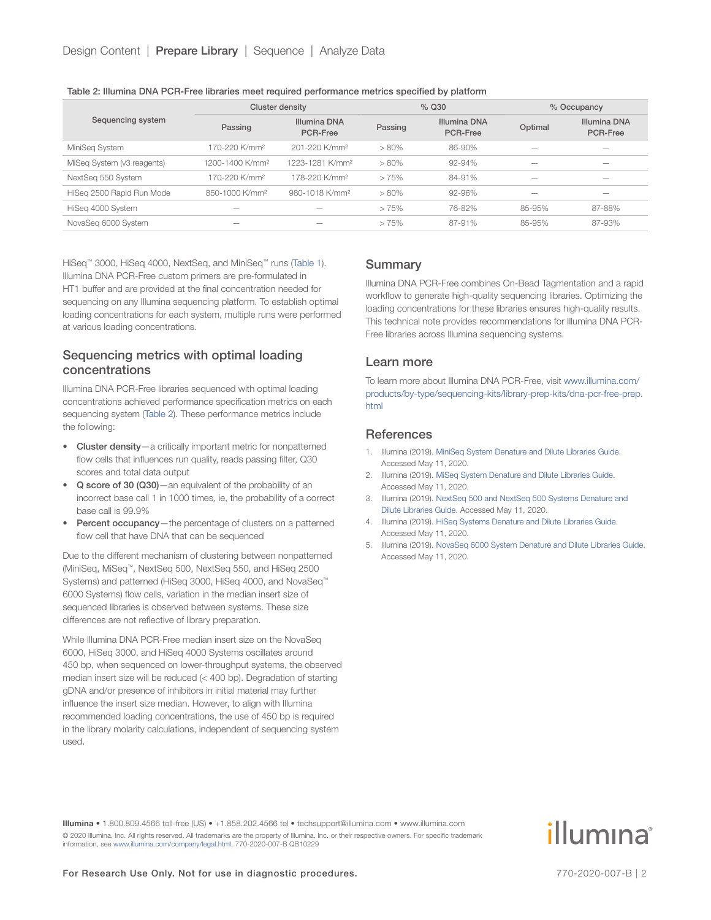Design Content | **Prepare Library** | Sequence | Analyze Data

**Table 2: Illumina DNA PCR-Free libraries meet required performance metrics specified by platform**

| Sequencing system | Cluster density | | % Q30 | | % Occupancy | |
|---|---|---|---|---|---|---|
| | Passing | Illumina DNA PCR-Free | Passing | Illumina DNA PCR-Free | Optimal | Illumina DNA PCR-Free |
| MiniSeq System | 170-220 K/mm² | 201-220 K/mm² | > 80% | 86-90% | — | — |
| MiSeq System (v3 reagents) | 1200-1400 K/mm² | 1223-1281 K/mm² | > 80% | 92-94% | — | — |
| NextSeq 550 System | 170-220 K/mm² | 178-220 K/mm² | > 75% | 84-91% | — | — |
| HiSeq 2500 Rapid Run Mode | 850-1000 K/mm² | 980-1018 K/mm² | > 80% | 92-96% | — | — |
| HiSeq 4000 System | — | — | > 75% | 76-82% | 85-95% | 87-88% |
| NovaSeq 6000 System | — | — | > 75% | 87-91% | 85-95% | 87-93% |

HiSeq™ 3000, HiSeq 4000, NextSeq, and MiniSeq™ runs (Table 1). Illumina DNA PCR-Free custom primers are pre-formulated in HT1 buffer and are provided at the final concentration needed for sequencing on any Illumina sequencing platform. To establish optimal loading concentrations for each system, multiple runs were performed at various loading concentrations.

## Sequencing metrics with optimal loading concentrations

Illumina DNA PCR-Free libraries sequenced with optimal loading concentrations achieved performance specification metrics on each sequencing system (Table 2). These performance metrics include the following:

- **Cluster density**—a critically important metric for nonpatterned flow cells that influences run quality, reads passing filter, Q30 scores and total data output
- **Q score of 30 (Q30)**—an equivalent of the probability of an incorrect base call 1 in 1000 times, ie, the probability of a correct base call is 99.9%
- **Percent occupancy**—the percentage of clusters on a patterned flow cell that have DNA that can be sequenced

Due to the different mechanism of clustering between nonpatterned (MiniSeq, MiSeq™, NextSeq 500, NextSeq 550, and HiSeq 2500 Systems) and patterned (HiSeq 3000, HiSeq 4000, and NovaSeq™ 6000 Systems) flow cells, variation in the median insert size of sequenced libraries is observed between systems. These size differences are not reflective of library preparation.

While Illumina DNA PCR-Free median insert size on the NovaSeq 6000, HiSeq 3000, and HiSeq 4000 Systems oscillates around 450 bp, when sequenced on lower-throughput systems, the observed median insert size will be reduced (< 400 bp). Degradation of starting gDNA and/or presence of inhibitors in initial material may further influence the insert size median. However, to align with Illumina recommended loading concentrations, the use of 450 bp is required in the library molarity calculations, independent of sequencing system used.

## Summary

Illumina DNA PCR-Free combines On-Bead Tagmentation and a rapid workflow to generate high-quality sequencing libraries. Optimizing the loading concentrations for these libraries ensures high-quality results. This technical note provides recommendations for Illumina DNA PCR-Free libraries across Illumina sequencing systems.

## Learn more

To learn more about Illumina DNA PCR-Free, visit www.illumina.com/products/by-type/sequencing-kits/library-prep-kits/dna-pcr-free-prep.html

## References

1. Illumina (2019). MiniSeq System Denature and Dilute Libraries Guide. Accessed May 11, 2020.
2. Illumina (2019). MiSeq System Denature and Dilute Libraries Guide. Accessed May 11, 2020.
3. Illumina (2019). NextSeq 500 and NextSeq 500 Systems Denature and Dilute Libraries Guide. Accessed May 11, 2020.
4. Illumina (2019). HiSeq Systems Denature and Dilute Libraries Guide. Accessed May 11, 2020.
5. Illumina (2019). NovaSeq 6000 System Denature and Dilute Libraries Guide. Accessed May 11, 2020.

**Illumina** • 1.800.809.4566 toll-free (US) • +1.858.202.4566 tel • techsupport@illumina.com • www.illumina.com

© 2020 Illumina, Inc. All rights reserved. All trademarks are the property of Illumina, Inc. or their respective owners. For specific trademark information, see www.illumina.com/company/legal.html. 770-2020-007-B QB10229

For Research Use Only. Not for use in diagnostic procedures.